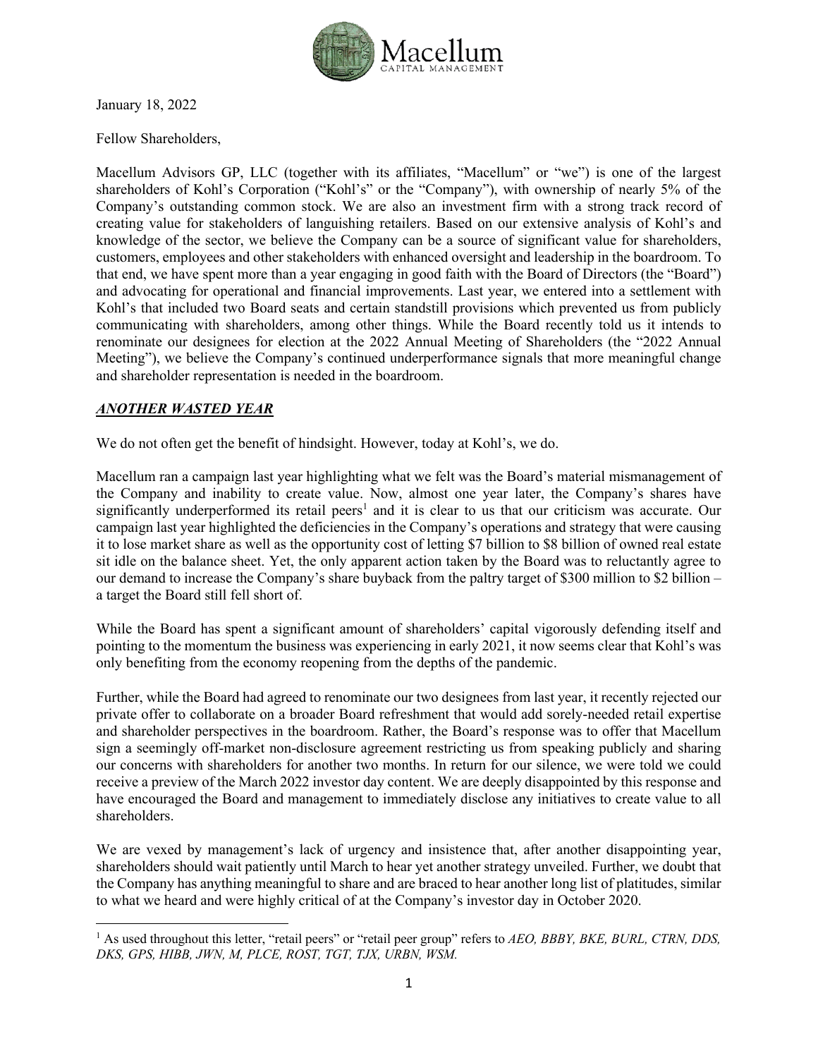January 18, 2022

Fellow Shareholders,

Macellum Advisors GP, LLC (together with its affiliates, "Macellum" or "we") is one of the largest shareholders of Kohl's Corporation ("Kohl's" or the "Company"), with ownership of nearly 5% of the Company's outstanding common stock. We are also an investment firm with a strong track record of creating value for stakeholders of languishing retailers. Based on our extensive analysis of Kohl's and knowledge of the sector, we believe the Company can be a source of significant value for shareholders, customers, employees and other stakeholders with enhanced oversight and leadership in the boardroom. To that end, we have spent more than a year engaging in good faith with the Board of Directors (the "Board") and advocating for operational and financial improvements. Last year, we entered into a settlement with Kohl's that included two Board seats and certain standstill provisions which prevented us from publicly communicating with shareholders, among other things. While the Board recently told us it intends to renominate our designees for election at the 2022 Annual Meeting of Shareholders (the "2022 Annual Meeting"), we believe the Company's continued underperformance signals that more meaningful change and shareholder representation is needed in the boardroom.

## ***ANOTHER WASTED YEAR***

We do not often get the benefit of hindsight. However, today at Kohl's, we do.

Macellum ran a campaign last year highlighting what we felt was the Board's material mismanagement of the Company and inability to create value. Now, almost one year later, the Company's shares have significantly underperformed its retail peers[1] and it is clear to us that our criticism was accurate. Our campaign last year highlighted the deficiencies in the Company's operations and strategy that were causing it to lose market share as well as the opportunity cost of letting \$7 billion to \$8 billion of owned real estate sit idle on the balance sheet. Yet, the only apparent action taken by the Board was to reluctantly agree to our demand to increase the Company's share buyback from the paltry target of \$300 million to \$2 billion – a target the Board still fell short of.

While the Board has spent a significant amount of shareholders' capital vigorously defending itself and pointing to the momentum the business was experiencing in early 2021, it now seems clear that Kohl's was only benefiting from the economy reopening from the depths of the pandemic.

Further, while the Board had agreed to renominate our two designees from last year, it recently rejected our private offer to collaborate on a broader Board refreshment that would add sorely-needed retail expertise and shareholder perspectives in the boardroom. Rather, the Board's response was to offer that Macellum sign a seemingly off-market non-disclosure agreement restricting us from speaking publicly and sharing our concerns with shareholders for another two months. In return for our silence, we were told we could receive a preview of the March 2022 investor day content. We are deeply disappointed by this response and have encouraged the Board and management to immediately disclose any initiatives to create value to all shareholders.

We are vexed by management's lack of urgency and insistence that, after another disappointing year, shareholders should wait patiently until March to hear yet another strategy unveiled. Further, we doubt that the Company has anything meaningful to share and are braced to hear another long list of platitudes, similar to what we heard and were highly critical of at the Company's investor day in October 2020.

---

[1] As used throughout this letter, "retail peers" or "retail peer group" refers to *AEO, BBBY, BKE, BURL, CTRN, DDS, DKS, GPS, HIBB, JWN, M, PLCE, ROST, TGT, TJX, URBN, WSM.*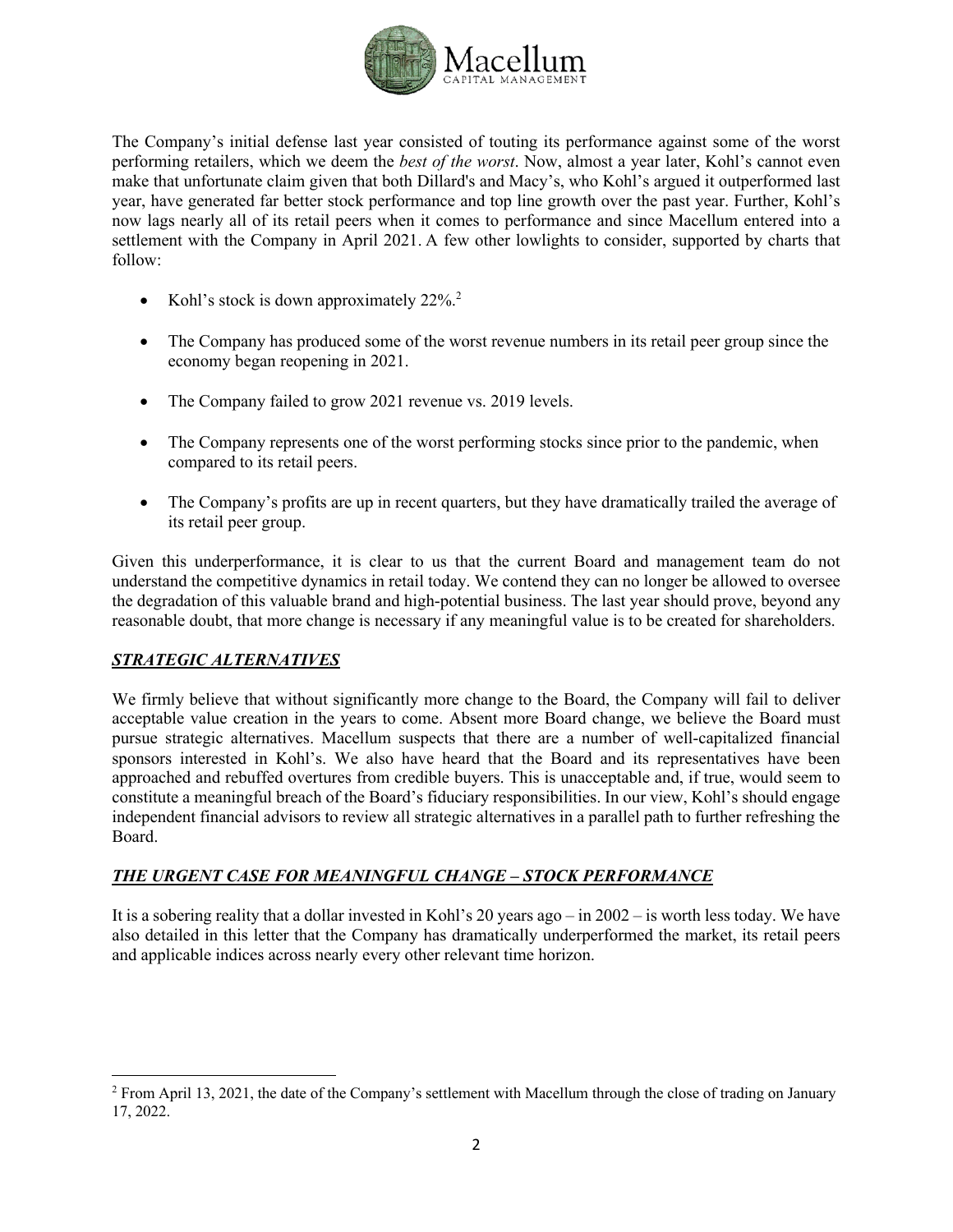The Company's initial defense last year consisted of touting its performance against some of the worst performing retailers, which we deem the *best of the worst*. Now, almost a year later, Kohl's cannot even make that unfortunate claim given that both Dillard's and Macy's, who Kohl's argued it outperformed last year, have generated far better stock performance and top line growth over the past year. Further, Kohl's now lags nearly all of its retail peers when it comes to performance and since Macellum entered into a settlement with the Company in April 2021. A few other lowlights to consider, supported by charts that follow:

- Kohl's stock is down approximately 22%.[2]
- The Company has produced some of the worst revenue numbers in its retail peer group since the economy began reopening in 2021.
- The Company failed to grow 2021 revenue vs. 2019 levels.
- The Company represents one of the worst performing stocks since prior to the pandemic, when compared to its retail peers.
- The Company's profits are up in recent quarters, but they have dramatically trailed the average of its retail peer group.

Given this underperformance, it is clear to us that the current Board and management team do not understand the competitive dynamics in retail today. We contend they can no longer be allowed to oversee the degradation of this valuable brand and high-potential business. The last year should prove, beyond any reasonable doubt, that more change is necessary if any meaningful value is to be created for shareholders.

## ***STRATEGIC ALTERNATIVES***

We firmly believe that without significantly more change to the Board, the Company will fail to deliver acceptable value creation in the years to come. Absent more Board change, we believe the Board must pursue strategic alternatives. Macellum suspects that there are a number of well-capitalized financial sponsors interested in Kohl's. We also have heard that the Board and its representatives have been approached and rebuffed overtures from credible buyers. This is unacceptable and, if true, would seem to constitute a meaningful breach of the Board's fiduciary responsibilities. In our view, Kohl's should engage independent financial advisors to review all strategic alternatives in a parallel path to further refreshing the Board.

## ***THE URGENT CASE FOR MEANINGFUL CHANGE – STOCK PERFORMANCE***

It is a sobering reality that a dollar invested in Kohl's 20 years ago – in 2002 – is worth less today. We have also detailed in this letter that the Company has dramatically underperformed the market, its retail peers and applicable indices across nearly every other relevant time horizon.

---

[2] From April 13, 2021, the date of the Company's settlement with Macellum through the close of trading on January 17, 2022.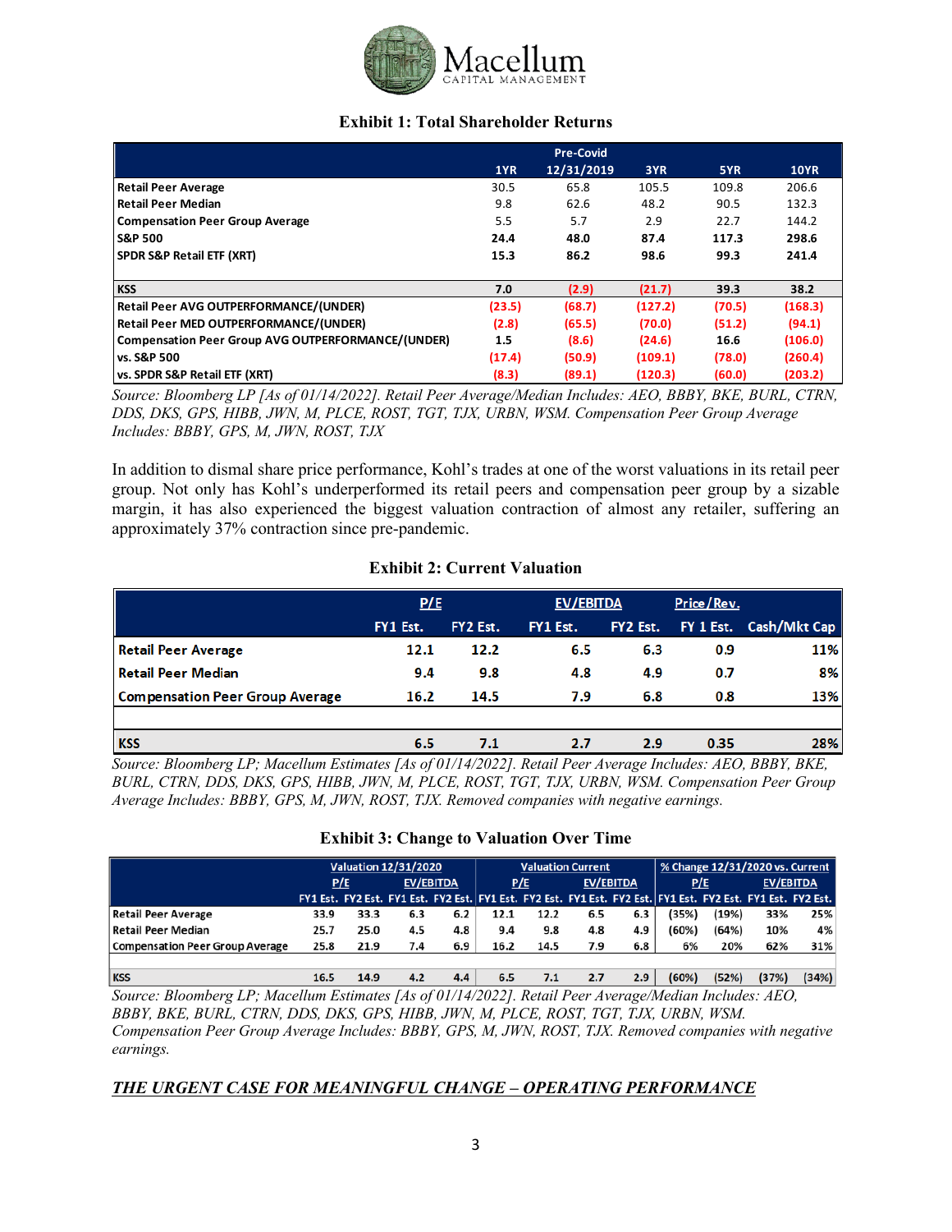**Exhibit 1: Total Shareholder Returns**

| | 1YR | Pre-Covid 12/31/2019 | 3YR | 5YR | 10YR |
|---|---|---|---|---|---|
| Retail Peer Average | 30.5 | 65.8 | 105.5 | 109.8 | 206.6 |
| Retail Peer Median | 9.8 | 62.6 | 48.2 | 90.5 | 132.3 |
| Compensation Peer Group Average | 5.5 | 5.7 | 2.9 | 22.7 | 144.2 |
| **S&P 500** | **24.4** | **48.0** | **87.4** | **117.3** | **298.6** |
| SPDR S&P Retail ETF (XRT) | 15.3 | 86.2 | 98.6 | 99.3 | 241.4 |
| | | | | | |
| **KSS** | **7.0** | **(2.9)** | **(21.7)** | **39.3** | **38.2** |
| **Retail Peer AVG OUTPERFORMANCE/(UNDER)** | **(23.5)** | **(68.7)** | **(127.2)** | **(70.5)** | **(168.3)** |
| **Retail Peer MED OUTPERFORMANCE/(UNDER)** | **(2.8)** | **(65.5)** | **(70.0)** | **(51.2)** | **(94.1)** |
| **Compensation Peer Group AVG OUTPERFORMANCE/(UNDER)** | **1.5** | **(8.6)** | **(24.6)** | **16.6** | **(106.0)** |
| **vs. S&P 500** | **(17.4)** | **(50.9)** | **(109.1)** | **(78.0)** | **(260.4)** |
| **vs. SPDR S&P Retail ETF (XRT)** | **(8.3)** | **(89.1)** | **(120.3)** | **(60.0)** | **(203.2)** |

*Source: Bloomberg LP [As of 01/14/2022]. Retail Peer Average/Median Includes: AEO, BBBY, BKE, BURL, CTRN, DDS, DKS, GPS, HIBB, JWN, M, PLCE, ROST, TGT, TJX, URBN, WSM. Compensation Peer Group Average Includes: BBBY, GPS, M, JWN, ROST, TJX*

In addition to dismal share price performance, Kohl's trades at one of the worst valuations in its retail peer group. Not only has Kohl's underperformed its retail peers and compensation peer group by a sizable margin, it has also experienced the biggest valuation contraction of almost any retailer, suffering an approximately 37% contraction since pre-pandemic.

**Exhibit 2: Current Valuation**

| | P/E | | EV/EBITDA | | Price/Rev. | |
|---|---|---|---|---|---|---|
| | FY1 Est. | FY2 Est. | FY1 Est. | FY2 Est. | FY 1 Est. | Cash/Mkt Cap |
| Retail Peer Average | 12.1 | 12.2 | 6.5 | 6.3 | 0.9 | 11% |
| Retail Peer Median | 9.4 | 9.8 | 4.8 | 4.9 | 0.7 | 8% |
| Compensation Peer Group Average | 16.2 | 14.5 | 7.9 | 6.8 | 0.8 | 13% |
| | | | | | | |
| KSS | 6.5 | 7.1 | 2.7 | 2.9 | 0.35 | 28% |

*Source: Bloomberg LP; Macellum Estimates [As of 01/14/2022]. Retail Peer Average Includes: AEO, BBBY, BKE, BURL, CTRN, DDS, DKS, GPS, HIBB, JWN, M, PLCE, ROST, TGT, TJX, URBN, WSM. Compensation Peer Group Average Includes: BBBY, GPS, M, JWN, ROST, TJX. Removed companies with negative earnings.*

**Exhibit 3: Change to Valuation Over Time**

| | Valuation 12/31/2020 | | | | Valuation Current | | | | % Change 12/31/2020 vs. Current | | | |
|---|---|---|---|---|---|---|---|---|---|---|---|---|
| | P/E | | EV/EBITDA | | P/E | | EV/EBITDA | | P/E | | EV/EBITDA | |
| | FY1 Est. | FY2 Est. | FY1 Est. | FY2 Est. | FY1 Est. | FY2 Est. | FY1 Est. | FY2 Est. | FY1 Est. | FY2 Est. | FY1 Est. | FY2 Est. |
| Retail Peer Average | 33.9 | 33.3 | 6.3 | 6.2 | 12.1 | 12.2 | 6.5 | 6.3 | (35%) | (19%) | 33% | 25% |
| Retail Peer Median | 25.7 | 25.0 | 4.5 | 4.8 | 9.4 | 9.8 | 4.8 | 4.9 | (60%) | (64%) | 10% | 4% |
| Compensation Peer Group Average | 25.8 | 21.9 | 7.4 | 6.9 | 16.2 | 14.5 | 7.9 | 6.8 | 6% | 20% | 62% | 31% |
| | | | | | | | | | | | | |
| KSS | 16.5 | 14.9 | 4.2 | 4.4 | 6.5 | 7.1 | 2.7 | 2.9 | (60%) | (52%) | (37%) | (34%) |

*Source: Bloomberg LP; Macellum Estimates [As of 01/14/2022]. Retail Peer Average/Median Includes: AEO, BBBY, BKE, BURL, CTRN, DDS, DKS, GPS, HIBB, JWN, M, PLCE, ROST, TGT, TJX, URBN, WSM. Compensation Peer Group Average Includes: BBBY, GPS, M, JWN, ROST, TJX. Removed companies with negative earnings.*

## *THE URGENT CASE FOR MEANINGFUL CHANGE – OPERATING PERFORMANCE*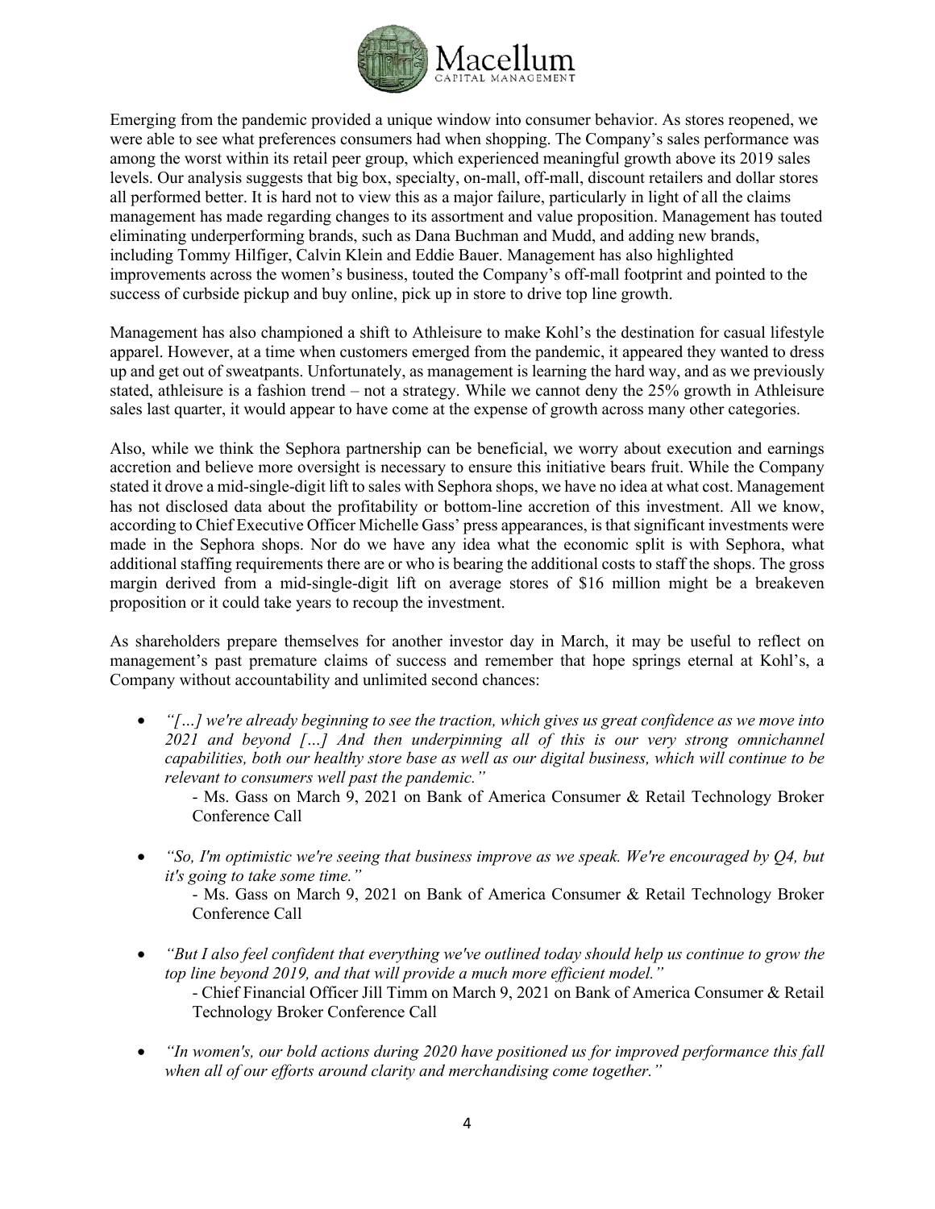Emerging from the pandemic provided a unique window into consumer behavior. As stores reopened, we were able to see what preferences consumers had when shopping. The Company's sales performance was among the worst within its retail peer group, which experienced meaningful growth above its 2019 sales levels. Our analysis suggests that big box, specialty, on-mall, off-mall, discount retailers and dollar stores all performed better. It is hard not to view this as a major failure, particularly in light of all the claims management has made regarding changes to its assortment and value proposition. Management has touted eliminating underperforming brands, such as Dana Buchman and Mudd, and adding new brands, including Tommy Hilfiger, Calvin Klein and Eddie Bauer. Management has also highlighted improvements across the women's business, touted the Company's off-mall footprint and pointed to the success of curbside pickup and buy online, pick up in store to drive top line growth.

Management has also championed a shift to Athleisure to make Kohl's the destination for casual lifestyle apparel. However, at a time when customers emerged from the pandemic, it appeared they wanted to dress up and get out of sweatpants. Unfortunately, as management is learning the hard way, and as we previously stated, athleisure is a fashion trend – not a strategy. While we cannot deny the 25% growth in Athleisure sales last quarter, it would appear to have come at the expense of growth across many other categories.

Also, while we think the Sephora partnership can be beneficial, we worry about execution and earnings accretion and believe more oversight is necessary to ensure this initiative bears fruit. While the Company stated it drove a mid-single-digit lift to sales with Sephora shops, we have no idea at what cost. Management has not disclosed data about the profitability or bottom-line accretion of this investment. All we know, according to Chief Executive Officer Michelle Gass' press appearances, is that significant investments were made in the Sephora shops. Nor do we have any idea what the economic split is with Sephora, what additional staffing requirements there are or who is bearing the additional costs to staff the shops. The gross margin derived from a mid-single-digit lift on average stores of $16 million might be a breakeven proposition or it could take years to recoup the investment.

As shareholders prepare themselves for another investor day in March, it may be useful to reflect on management's past premature claims of success and remember that hope springs eternal at Kohl's, a Company without accountability and unlimited second chances:

- *"[…] we're already beginning to see the traction, which gives us great confidence as we move into 2021 and beyond […] And then underpinning all of this is our very strong omnichannel capabilities, both our healthy store base as well as our digital business, which will continue to be relevant to consumers well past the pandemic."*

  - Ms. Gass on March 9, 2021 on Bank of America Consumer & Retail Technology Broker Conference Call

- *"So, I'm optimistic we're seeing that business improve as we speak. We're encouraged by Q4, but it's going to take some time."*

  - Ms. Gass on March 9, 2021 on Bank of America Consumer & Retail Technology Broker Conference Call

- *"But I also feel confident that everything we've outlined today should help us continue to grow the top line beyond 2019, and that will provide a much more efficient model."*

  - Chief Financial Officer Jill Timm on March 9, 2021 on Bank of America Consumer & Retail Technology Broker Conference Call

- *"In women's, our bold actions during 2020 have positioned us for improved performance this fall when all of our efforts around clarity and merchandising come together."*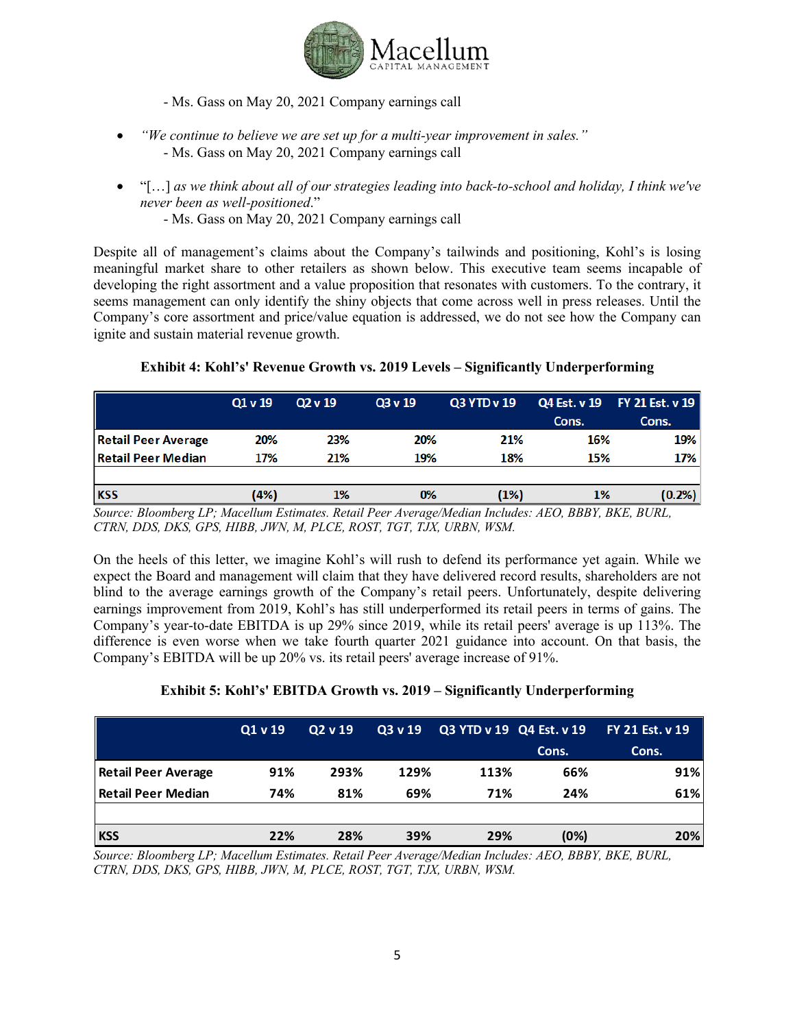- Ms. Gass on May 20, 2021 Company earnings call

- *"We continue to believe we are set up for a multi-year improvement in sales."*
  - Ms. Gass on May 20, 2021 Company earnings call

- "[…] *as we think about all of our strategies leading into back-to-school and holiday, I think we've never been as well-positioned*."
  - Ms. Gass on May 20, 2021 Company earnings call

Despite all of management's claims about the Company's tailwinds and positioning, Kohl's is losing meaningful market share to other retailers as shown below. This executive team seems incapable of developing the right assortment and a value proposition that resonates with customers. To the contrary, it seems management can only identify the shiny objects that come across well in press releases. Until the Company's core assortment and price/value equation is addressed, we do not see how the Company can ignite and sustain material revenue growth.

**Exhibit 4: Kohl's' Revenue Growth vs. 2019 Levels – Significantly Underperforming**

| | Q1 v 19 | Q2 v 19 | Q3 v 19 | Q3 YTD v 19 | Q4 Est. v 19 Cons. | FY 21 Est. v 19 Cons. |
|---|---|---|---|---|---|---|
| **Retail Peer Average** | 20% | 23% | 20% | 21% | 16% | 19% |
| **Retail Peer Median** | 17% | 21% | 19% | 18% | 15% | 17% |
| | | | | | | |
| **KSS** | (4%) | 1% | 0% | (1%) | 1% | (0.2%) |

*Source: Bloomberg LP; Macellum Estimates. Retail Peer Average/Median Includes: AEO, BBBY, BKE, BURL, CTRN, DDS, DKS, GPS, HIBB, JWN, M, PLCE, ROST, TGT, TJX, URBN, WSM.*

On the heels of this letter, we imagine Kohl's will rush to defend its performance yet again. While we expect the Board and management will claim that they have delivered record results, shareholders are not blind to the average earnings growth of the Company's retail peers. Unfortunately, despite delivering earnings improvement from 2019, Kohl's has still underperformed its retail peers in terms of gains. The Company's year-to-date EBITDA is up 29% since 2019, while its retail peers' average is up 113%. The difference is even worse when we take fourth quarter 2021 guidance into account. On that basis, the Company's EBITDA will be up 20% vs. its retail peers' average increase of 91%.

**Exhibit 5: Kohl's' EBITDA Growth vs. 2019 – Significantly Underperforming**

| | Q1 v 19 | Q2 v 19 | Q3 v 19 | Q3 YTD v 19 | Q4 Est. v 19 Cons. | FY 21 Est. v 19 Cons. |
|---|---|---|---|---|---|---|
| **Retail Peer Average** | 91% | 293% | 129% | 113% | 66% | 91% |
| **Retail Peer Median** | 74% | 81% | 69% | 71% | 24% | 61% |
| | | | | | | |
| **KSS** | 22% | 28% | 39% | 29% | (0%) | 20% |

*Source: Bloomberg LP; Macellum Estimates. Retail Peer Average/Median Includes: AEO, BBBY, BKE, BURL, CTRN, DDS, DKS, GPS, HIBB, JWN, M, PLCE, ROST, TGT, TJX, URBN, WSM.*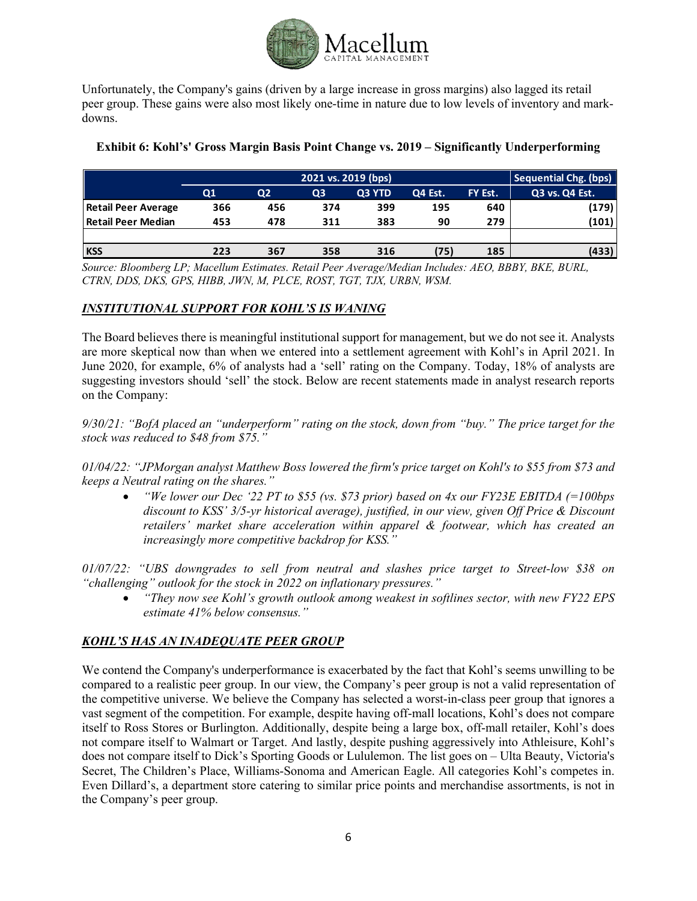Unfortunately, the Company's gains (driven by a large increase in gross margins) also lagged its retail peer group. These gains were also most likely one-time in nature due to low levels of inventory and mark-downs.

**Exhibit 6: Kohl's' Gross Margin Basis Point Change vs. 2019 – Significantly Underperforming**

| | 2021 vs. 2019 (bps) | | | | | | Sequential Chg. (bps) |
|---|---|---|---|---|---|---|---|
| | Q1 | Q2 | Q3 | Q3 YTD | Q4 Est. | FY Est. | Q3 vs. Q4 Est. |
| **Retail Peer Average** | 366 | 456 | 374 | 399 | 195 | 640 | (179) |
| **Retail Peer Median** | 453 | 478 | 311 | 383 | 90 | 279 | (101) |
| | | | | | | | |
| **KSS** | 223 | 367 | 358 | 316 | (75) | 185 | (433) |

*Source: Bloomberg LP; Macellum Estimates. Retail Peer Average/Median Includes: AEO, BBBY, BKE, BURL, CTRN, DDS, DKS, GPS, HIBB, JWN, M, PLCE, ROST, TGT, TJX, URBN, WSM.*

## ***INSTITUTIONAL SUPPORT FOR KOHL'S IS WANING***

The Board believes there is meaningful institutional support for management, but we do not see it. Analysts are more skeptical now than when we entered into a settlement agreement with Kohl's in April 2021. In June 2020, for example, 6% of analysts had a 'sell' rating on the Company. Today, 18% of analysts are suggesting investors should 'sell' the stock. Below are recent statements made in analyst research reports on the Company:

*9/30/21: "BofA placed an "underperform" rating on the stock, down from "buy." The price target for the stock was reduced to $48 from $75."*

*01/04/22: "JPMorgan analyst Matthew Boss lowered the firm's price target on Kohl's to $55 from $73 and keeps a Neutral rating on the shares."*

- *"We lower our Dec '22 PT to $55 (vs. $73 prior) based on 4x our FY23E EBITDA (=100bps discount to KSS' 3/5-yr historical average), justified, in our view, given Off Price & Discount retailers' market share acceleration within apparel & footwear, which has created an increasingly more competitive backdrop for KSS."*

*01/07/22: "UBS downgrades to sell from neutral and slashes price target to Street-low $38 on "challenging" outlook for the stock in 2022 on inflationary pressures."*

- *"They now see Kohl's growth outlook among weakest in softlines sector, with new FY22 EPS estimate 41% below consensus."*

## ***KOHL'S HAS AN INADEQUATE PEER GROUP***

We contend the Company's underperformance is exacerbated by the fact that Kohl's seems unwilling to be compared to a realistic peer group. In our view, the Company's peer group is not a valid representation of the competitive universe. We believe the Company has selected a worst-in-class peer group that ignores a vast segment of the competition. For example, despite having off-mall locations, Kohl's does not compare itself to Ross Stores or Burlington. Additionally, despite being a large box, off-mall retailer, Kohl's does not compare itself to Walmart or Target. And lastly, despite pushing aggressively into Athleisure, Kohl's does not compare itself to Dick's Sporting Goods or Lululemon. The list goes on – Ulta Beauty, Victoria's Secret, The Children's Place, Williams-Sonoma and American Eagle. All categories Kohl's competes in. Even Dillard's, a department store catering to similar price points and merchandise assortments, is not in the Company's peer group.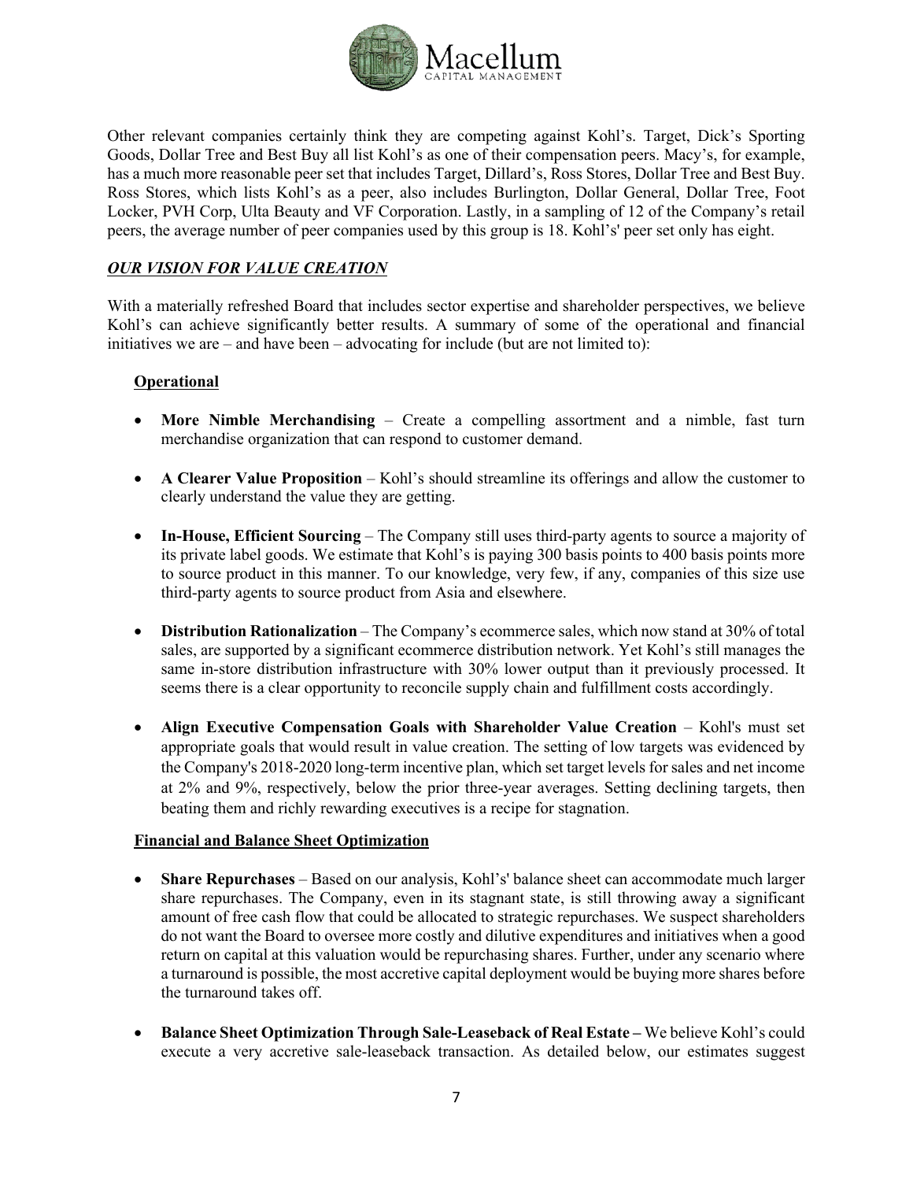Other relevant companies certainly think they are competing against Kohl's. Target, Dick's Sporting Goods, Dollar Tree and Best Buy all list Kohl's as one of their compensation peers. Macy's, for example, has a much more reasonable peer set that includes Target, Dillard's, Ross Stores, Dollar Tree and Best Buy. Ross Stores, which lists Kohl's as a peer, also includes Burlington, Dollar General, Dollar Tree, Foot Locker, PVH Corp, Ulta Beauty and VF Corporation. Lastly, in a sampling of 12 of the Company's retail peers, the average number of peer companies used by this group is 18. Kohl's' peer set only has eight.

***OUR VISION FOR VALUE CREATION***

With a materially refreshed Board that includes sector expertise and shareholder perspectives, we believe Kohl's can achieve significantly better results. A summary of some of the operational and financial initiatives we are – and have been – advocating for include (but are not limited to):

**Operational**

- **More Nimble Merchandising** – Create a compelling assortment and a nimble, fast turn merchandise organization that can respond to customer demand.

- **A Clearer Value Proposition** – Kohl's should streamline its offerings and allow the customer to clearly understand the value they are getting.

- **In-House, Efficient Sourcing** – The Company still uses third-party agents to source a majority of its private label goods. We estimate that Kohl's is paying 300 basis points to 400 basis points more to source product in this manner. To our knowledge, very few, if any, companies of this size use third-party agents to source product from Asia and elsewhere.

- **Distribution Rationalization** – The Company's ecommerce sales, which now stand at 30% of total sales, are supported by a significant ecommerce distribution network. Yet Kohl's still manages the same in-store distribution infrastructure with 30% lower output than it previously processed. It seems there is a clear opportunity to reconcile supply chain and fulfillment costs accordingly.

- **Align Executive Compensation Goals with Shareholder Value Creation** – Kohl's must set appropriate goals that would result in value creation. The setting of low targets was evidenced by the Company's 2018-2020 long-term incentive plan, which set target levels for sales and net income at 2% and 9%, respectively, below the prior three-year averages. Setting declining targets, then beating them and richly rewarding executives is a recipe for stagnation.

**Financial and Balance Sheet Optimization**

- **Share Repurchases** – Based on our analysis, Kohl's' balance sheet can accommodate much larger share repurchases. The Company, even in its stagnant state, is still throwing away a significant amount of free cash flow that could be allocated to strategic repurchases. We suspect shareholders do not want the Board to oversee more costly and dilutive expenditures and initiatives when a good return on capital at this valuation would be repurchasing shares. Further, under any scenario where a turnaround is possible, the most accretive capital deployment would be buying more shares before the turnaround takes off.

- **Balance Sheet Optimization Through Sale-Leaseback of Real Estate –** We believe Kohl's could execute a very accretive sale-leaseback transaction. As detailed below, our estimates suggest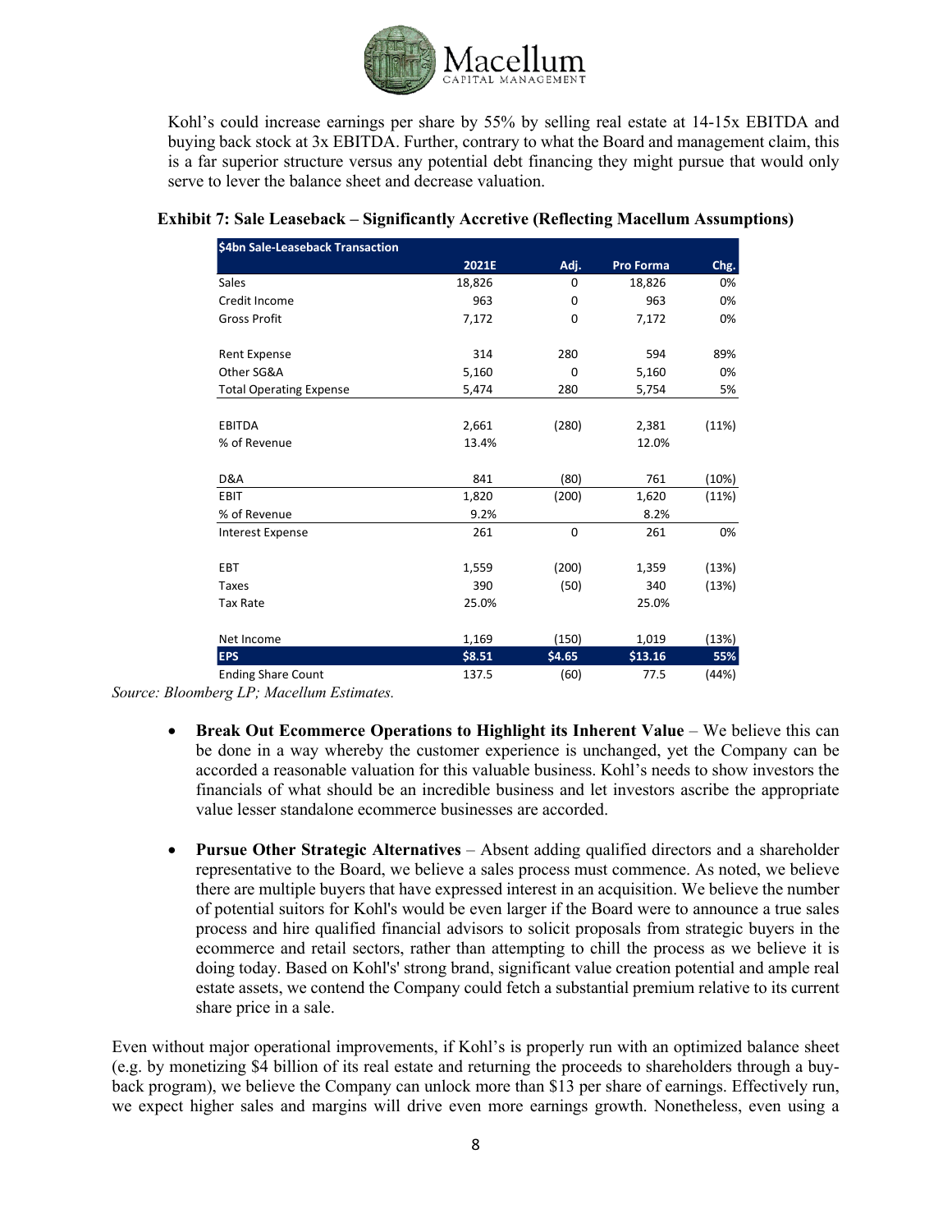Kohl's could increase earnings per share by 55% by selling real estate at 14-15x EBITDA and buying back stock at 3x EBITDA. Further, contrary to what the Board and management claim, this is a far superior structure versus any potential debt financing they might pursue that would only serve to lever the balance sheet and decrease valuation.

**Exhibit 7: Sale Leaseback – Significantly Accretive (Reflecting Macellum Assumptions)**

| $4bn Sale-Leaseback Transaction | 2021E | Adj. | Pro Forma | Chg. |
|---|---|---|---|---|
| Sales | 18,826 | 0 | 18,826 | 0% |
| Credit Income | 963 | 0 | 963 | 0% |
| Gross Profit | 7,172 | 0 | 7,172 | 0% |
| | | | | |
| Rent Expense | 314 | 280 | 594 | 89% |
| Other SG&A | 5,160 | 0 | 5,160 | 0% |
| Total Operating Expense | 5,474 | 280 | 5,754 | 5% |
| | | | | |
| EBITDA | 2,661 | (280) | 2,381 | (11%) |
| % of Revenue | 13.4% | | 12.0% | |
| | | | | |
| D&A | 841 | (80) | 761 | (10%) |
| EBIT | 1,820 | (200) | 1,620 | (11%) |
| % of Revenue | 9.2% | | 8.2% | |
| Interest Expense | 261 | 0 | 261 | 0% |
| | | | | |
| EBT | 1,559 | (200) | 1,359 | (13%) |
| Taxes | 390 | (50) | 340 | (13%) |
| Tax Rate | 25.0% | | 25.0% | |
| | | | | |
| Net Income | 1,169 | (150) | 1,019 | (13%) |
| **EPS** | **$8.51** | **$4.65** | **$13.16** | **55%** |
| Ending Share Count | 137.5 | (60) | 77.5 | (44%) |

*Source: Bloomberg LP; Macellum Estimates.*

- **Break Out Ecommerce Operations to Highlight its Inherent Value** – We believe this can be done in a way whereby the customer experience is unchanged, yet the Company can be accorded a reasonable valuation for this valuable business. Kohl's needs to show investors the financials of what should be an incredible business and let investors ascribe the appropriate value lesser standalone ecommerce businesses are accorded.

- **Pursue Other Strategic Alternatives** – Absent adding qualified directors and a shareholder representative to the Board, we believe a sales process must commence. As noted, we believe there are multiple buyers that have expressed interest in an acquisition. We believe the number of potential suitors for Kohl's would be even larger if the Board were to announce a true sales process and hire qualified financial advisors to solicit proposals from strategic buyers in the ecommerce and retail sectors, rather than attempting to chill the process as we believe it is doing today. Based on Kohl's' strong brand, significant value creation potential and ample real estate assets, we contend the Company could fetch a substantial premium relative to its current share price in a sale.

Even without major operational improvements, if Kohl's is properly run with an optimized balance sheet (e.g. by monetizing $4 billion of its real estate and returning the proceeds to shareholders through a buy-back program), we believe the Company can unlock more than $13 per share of earnings. Effectively run, we expect higher sales and margins will drive even more earnings growth. Nonetheless, even using a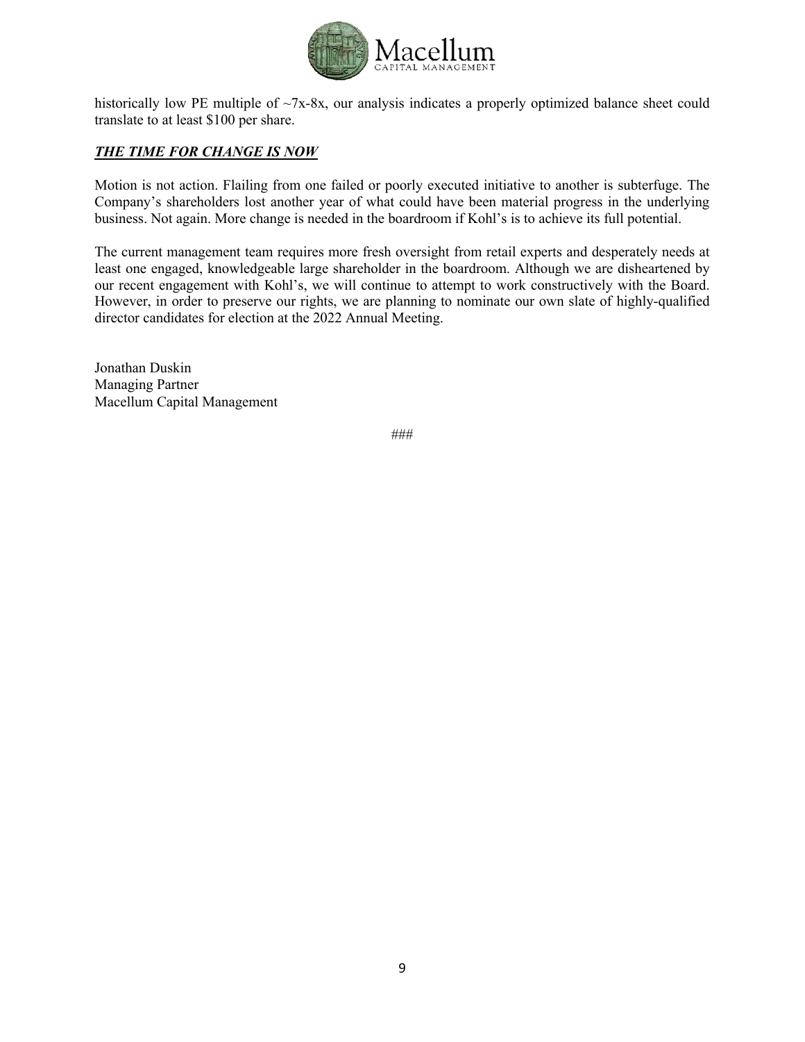historically low PE multiple of ~7x-8x, our analysis indicates a properly optimized balance sheet could translate to at least $100 per share.

***THE TIME FOR CHANGE IS NOW***

Motion is not action. Flailing from one failed or poorly executed initiative to another is subterfuge. The Company's shareholders lost another year of what could have been material progress in the underlying business. Not again. More change is needed in the boardroom if Kohl's is to achieve its full potential.

The current management team requires more fresh oversight from retail experts and desperately needs at least one engaged, knowledgeable large shareholder in the boardroom. Although we are disheartened by our recent engagement with Kohl's, we will continue to attempt to work constructively with the Board. However, in order to preserve our rights, we are planning to nominate our own slate of highly-qualified director candidates for election at the 2022 Annual Meeting.

Jonathan Duskin
Managing Partner
Macellum Capital Management

###